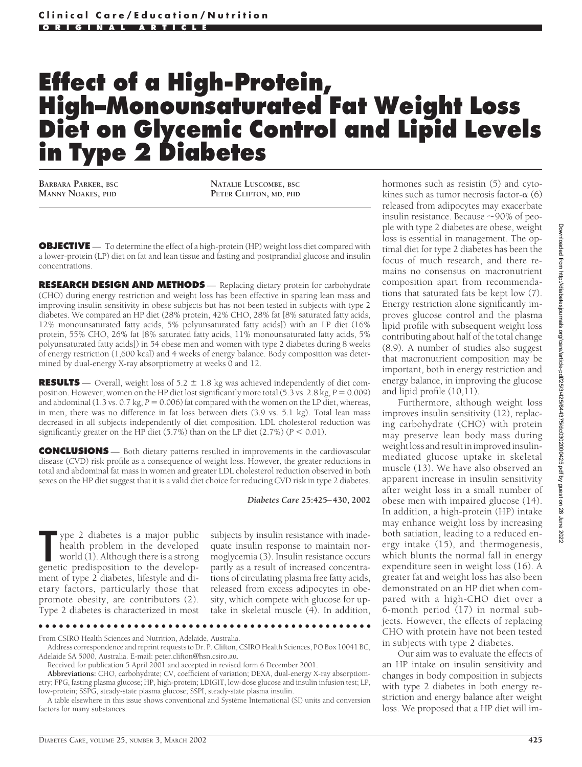# Effect of a High-Protein, High–Monounsaturated Fat Weight Loss Diet on Glycemic Control and Lipid Levels in Type 2 Diabetes

**Barbara Parker, bsc**
**Manny Noakes, phd**
**Natalie Luscombe, bsc**
**Peter Clifton, md, phd**

**OBJECTIVE** — To determine the effect of a high-protein (HP) weight loss diet compared with a lower-protein (LP) diet on fat and lean tissue and fasting and postprandial glucose and insulin concentrations.

**RESEARCH DESIGN AND METHODS** — Replacing dietary protein for carbohydrate (CHO) during energy restriction and weight loss has been effective in sparing lean mass and improving insulin sensitivity in obese subjects but has not been tested in subjects with type 2 diabetes. We compared an HP diet (28% protein, 42% CHO, 28% fat [8% saturated fatty acids, 12% monounsaturated fatty acids, 5% polyunsaturated fatty acids]) with an LP diet (16% protein, 55% CHO, 26% fat [8% saturated fatty acids, 11% monounsaturated fatty acids, 5% polyunsaturated fatty acids]) in 54 obese men and women with type 2 diabetes during 8 weeks of energy restriction (1,600 kcal) and 4 weeks of energy balance. Body composition was determined by dual-energy X-ray absorptiometry at weeks 0 and 12.

**RESULTS** — Overall, weight loss of 5.2 ± 1.8 kg was achieved independently of diet composition. However, women on the HP diet lost significantly more total (5.3 vs. 2.8 kg, $P = 0.009$) and abdominal (1.3 vs. 0.7 kg, $P = 0.006$) fat compared with the women on the LP diet, whereas, in men, there was no difference in fat loss between diets (3.9 vs. 5.1 kg). Total lean mass decreased in all subjects independently of diet composition. LDL cholesterol reduction was significantly greater on the HP diet (5.7%) than on the LP diet (2.7%) ($P < 0.01$).

**CONCLUSIONS** — Both dietary patterns resulted in improvements in the cardiovascular disease (CVD) risk profile as a consequence of weight loss. However, the greater reductions in total and abdominal fat mass in women and greater LDL cholesterol reduction observed in both sexes on the HP diet suggest that it is a valid diet choice for reducing CVD risk in type 2 diabetes.

*Diabetes Care* **25:**425–430, 2002

Type 2 diabetes is a major public health problem in the developed world (1). Although there is a strong genetic predisposition to the development of type 2 diabetes, lifestyle and dietary factors, particularly those that promote obesity, are contributors (2). Type 2 diabetes is characterized in most subjects by insulin resistance with inadequate insulin response to maintain normoglycemia (3). Insulin resistance occurs partly as a result of increased concentrations of circulating plasma free fatty acids, released from excess adipocytes in obesity, which compete with glucose for uptake in skeletal muscle (4). In addition, hormones such as resistin (5) and cytokines such as tumor necrosis factor-α (6) released from adipocytes may exacerbate insulin resistance. Because ~90% of people with type 2 diabetes are obese, weight loss is essential in management. The optimal diet for type 2 diabetes has been the focus of much research, and there remains no consensus on macronutrient composition apart from recommendations that saturated fats be kept low (7). Energy restriction alone significantly improves glucose control and the plasma lipid profile with subsequent weight loss contributing about half of the total change (8,9). A number of studies also suggest that macronutrient composition may be important, both in energy restriction and energy balance, in improving the glucose and lipid profile (10,11).

Furthermore, although weight loss improves insulin sensitivity (12), replacing carbohydrate (CHO) with protein may preserve lean body mass during weight loss and result in improved insulin-mediated glucose uptake in skeletal muscle (13). We have also observed an apparent increase in insulin sensitivity after weight loss in a small number of obese men with impaired glucose (14). In addition, a high-protein (HP) intake may enhance weight loss by increasing both satiation, leading to a reduced energy intake (15), and thermogenesis, which blunts the normal fall in energy expenditure seen in weight loss (16). A greater fat and weight loss has also been demonstrated on an HP diet when compared with a high-CHO diet over a 6-month period (17) in normal subjects. However, the effects of replacing CHO with protein have not been tested in subjects with type 2 diabetes.

Our aim was to evaluate the effects of an HP intake on insulin sensitivity and changes in body composition in subjects with type 2 diabetes in both energy restriction and energy balance after weight loss. We proposed that a HP diet will im-

---

From CSIRO Health Sciences and Nutrition, Adelaide, Australia.

Address correspondence and reprint requests to Dr. P. Clifton, CSIRO Health Sciences, PO Box 10041 BC, Adelaide SA 5000, Australia. E-mail: peter.clifton@hsn.csiro.au.

Received for publication 5 April 2001 and accepted in revised form 6 December 2001.

**Abbreviations:** CHO, carbohydrate; CV, coefficient of variation; DEXA, dual-energy X-ray absorptiometry; FPG, fasting plasma glucose; HP, high-protein; LDIGIT, low-dose glucose and insulin infusion test; LP, low-protein; SSPG, steady-state plasma glucose; SSPI, steady-state plasma insulin.

A table elsewhere in this issue shows conventional and Système International (SI) units and conversion factors for many substances.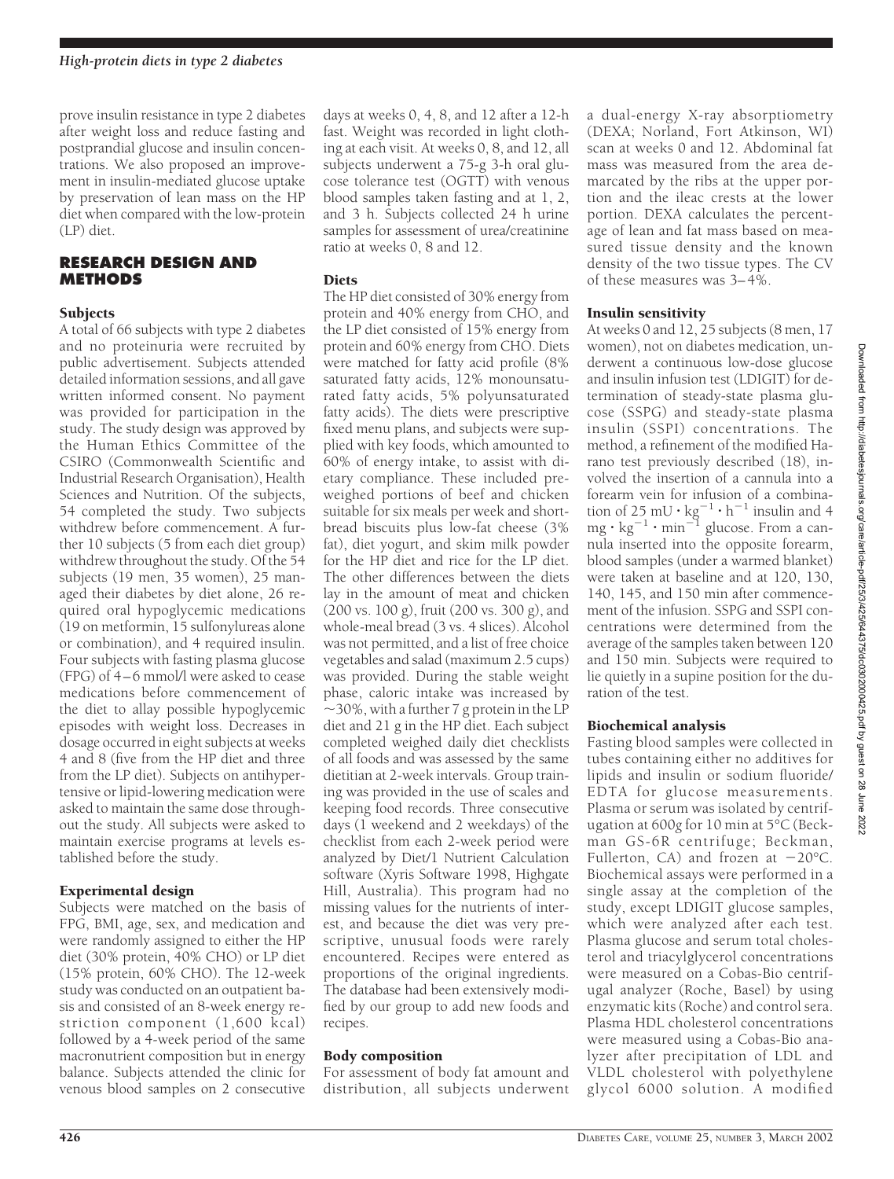prove insulin resistance in type 2 diabetes after weight loss and reduce fasting and postprandial glucose and insulin concentrations. We also proposed an improvement in insulin-mediated glucose uptake by preservation of lean mass on the HP diet when compared with the low-protein (LP) diet.

## RESEARCH DESIGN AND METHODS

### Subjects

A total of 66 subjects with type 2 diabetes and no proteinuria were recruited by public advertisement. Subjects attended detailed information sessions, and all gave written informed consent. No payment was provided for participation in the study. The study design was approved by the Human Ethics Committee of the CSIRO (Commonwealth Scientific and Industrial Research Organisation), Health Sciences and Nutrition. Of the subjects, 54 completed the study. Two subjects withdrew before commencement. A further 10 subjects (5 from each diet group) withdrew throughout the study. Of the 54 subjects (19 men, 35 women), 25 managed their diabetes by diet alone, 26 required oral hypoglycemic medications (19 on metformin, 15 sulfonylureas alone or combination), and 4 required insulin. Four subjects with fasting plasma glucose (FPG) of 4–6 mmol/l were asked to cease medications before commencement of the diet to allay possible hypoglycemic episodes with weight loss. Decreases in dosage occurred in eight subjects at weeks 4 and 8 (five from the HP diet and three from the LP diet). Subjects on antihypertensive or lipid-lowering medication were asked to maintain the same dose throughout the study. All subjects were asked to maintain exercise programs at levels established before the study.

### Experimental design

Subjects were matched on the basis of FPG, BMI, age, sex, and medication and were randomly assigned to either the HP diet (30% protein, 40% CHO) or LP diet (15% protein, 60% CHO). The 12-week study was conducted on an outpatient basis and consisted of an 8-week energy restriction component (1,600 kcal) followed by a 4-week period of the same macronutrient composition but in energy balance. Subjects attended the clinic for venous blood samples on 2 consecutive days at weeks 0, 4, 8, and 12 after a 12-h fast. Weight was recorded in light clothing at each visit. At weeks 0, 8, and 12, all subjects underwent a 75-g 3-h oral glucose tolerance test (OGTT) with venous blood samples taken fasting and at 1, 2, and 3 h. Subjects collected 24 h urine samples for assessment of urea/creatinine ratio at weeks 0, 8 and 12.

### Diets

The HP diet consisted of 30% energy from protein and 40% energy from CHO, and the LP diet consisted of 15% energy from protein and 60% energy from CHO. Diets were matched for fatty acid profile (8% saturated fatty acids, 12% monounsaturated fatty acids, 5% polyunsaturated fatty acids). The diets were prescriptive fixed menu plans, and subjects were supplied with key foods, which amounted to 60% of energy intake, to assist with dietary compliance. These included preweighed portions of beef and chicken suitable for six meals per week and shortbread biscuits plus low-fat cheese (3% fat), diet yogurt, and skim milk powder for the HP diet and rice for the LP diet. The other differences between the diets lay in the amount of meat and chicken (200 vs. 100 g), fruit (200 vs. 300 g), and whole-meal bread (3 vs. 4 slices). Alcohol was not permitted, and a list of free choice vegetables and salad (maximum 2.5 cups) was provided. During the stable weight phase, caloric intake was increased by ~30%, with a further 7 g protein in the LP diet and 21 g in the HP diet. Each subject completed weighed daily diet checklists of all foods and was assessed by the same dietitian at 2-week intervals. Group training was provided in the use of scales and keeping food records. Three consecutive days (1 weekend and 2 weekdays) of the checklist from each 2-week period were analyzed by Diet/1 Nutrient Calculation software (Xyris Software 1998, Highgate Hill, Australia). This program had no missing values for the nutrients of interest, and because the diet was very prescriptive, unusual foods were rarely encountered. Recipes were entered as proportions of the original ingredients. The database had been extensively modified by our group to add new foods and recipes.

### Body composition

For assessment of body fat amount and distribution, all subjects underwent a dual-energy X-ray absorptiometry (DEXA; Norland, Fort Atkinson, WI) scan at weeks 0 and 12. Abdominal fat mass was measured from the area demarcated by the ribs at the upper portion and the ileac crests at the lower portion. DEXA calculates the percentage of lean and fat mass based on measured tissue density and the known density of the two tissue types. The CV of these measures was 3–4%.

### Insulin sensitivity

At weeks 0 and 12, 25 subjects (8 men, 17 women), not on diabetes medication, underwent a continuous low-dose glucose and insulin infusion test (LDIGIT) for determination of steady-state plasma glucose (SSPG) and steady-state plasma insulin (SSPI) concentrations. The method, a refinement of the modified Harano test previously described (18), involved the insertion of a cannula into a forearm vein for infusion of a combination of 25 $mU \cdot kg^{-1} \cdot h^{-1}$ insulin and 4 $mg \cdot kg^{-1} \cdot min^{-1}$ glucose. From a cannula inserted into the opposite forearm, blood samples (under a warmed blanket) were taken at baseline and at 120, 130, 140, 145, and 150 min after commencement of the infusion. SSPG and SSPI concentrations were determined from the average of the samples taken between 120 and 150 min. Subjects were required to lie quietly in a supine position for the duration of the test.

### Biochemical analysis

Fasting blood samples were collected in tubes containing either no additives for lipids and insulin or sodium fluoride/EDTA for glucose measurements. Plasma or serum was isolated by centrifugation at 600*g* for 10 min at 5°C (Beckman GS-6R centrifuge; Beckman, Fullerton, CA) and frozen at −20°C. Biochemical assays were performed in a single assay at the completion of the study, except LDIGIT glucose samples, which were analyzed after each test. Plasma glucose and serum total cholesterol and triacylglycerol concentrations were measured on a Cobas-Bio centrifugal analyzer (Roche, Basel) by using enzymatic kits (Roche) and control sera. Plasma HDL cholesterol concentrations were measured using a Cobas-Bio analyzer after precipitation of LDL and VLDL cholesterol with polyethylene glycol 6000 solution. A modified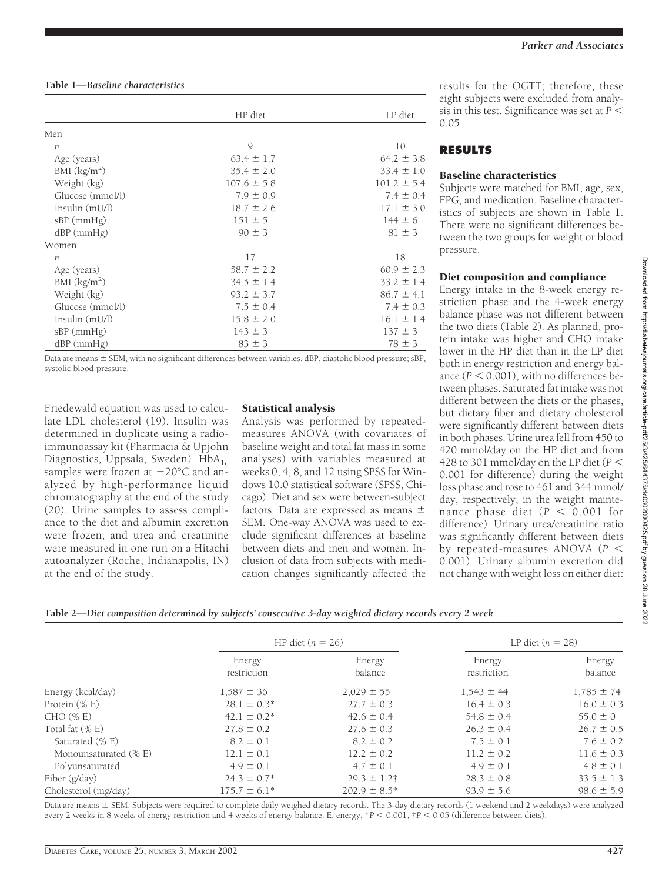**Table 1—Baseline characteristics**

| | HP diet | LP diet |
|---|---|---|
| Men | | |
| $n$ | 9 | 10 |
| Age (years) | 63.4 ± 1.7 | 64.2 ± 3.8 |
| BMI (kg/m$^2$) | 35.4 ± 2.0 | 33.4 ± 1.0 |
| Weight (kg) | 107.6 ± 5.8 | 101.2 ± 5.4 |
| Glucose (mmol/l) | 7.9 ± 0.9 | 7.4 ± 0.4 |
| Insulin (mU/l) | 18.7 ± 2.6 | 17.1 ± 3.0 |
| sBP (mmHg) | 151 ± 5 | 144 ± 6 |
| dBP (mmHg) | 90 ± 3 | 81 ± 3 |
| Women | | |
| $n$ | 17 | 18 |
| Age (years) | 58.7 ± 2.2 | 60.9 ± 2.3 |
| BMI (kg/m$^2$) | 34.5 ± 1.4 | 33.2 ± 1.4 |
| Weight (kg) | 93.2 ± 3.7 | 86.7 ± 4.1 |
| Glucose (mmol/l) | 7.5 ± 0.4 | 7.4 ± 0.3 |
| Insulin (mU/l) | 15.8 ± 2.0 | 16.1 ± 1.4 |
| sBP (mmHg) | 143 ± 3 | 137 ± 3 |
| dBP (mmHg) | 83 ± 3 | 78 ± 3 |

Data are means ± SEM, with no significant differences between variables. dBP, diastolic blood pressure; sBP, systolic blood pressure.

Friedewald equation was used to calculate LDL cholesterol (19). Insulin was determined in duplicate using a radioimmunoassay kit (Pharmacia & Upjohn Diagnostics, Uppsala, Sweden). $HbA_{1c}$ samples were frozen at −20°C and analyzed by high-performance liquid chromatography at the end of the study (20). Urine samples to assess compliance to the diet and albumin excretion were frozen, and urea and creatinine were measured in one run on a Hitachi autoanalyzer (Roche, Indianapolis, IN) at the end of the study.

### Statistical analysis

Analysis was performed by repeated-measures ANOVA (with covariates of baseline weight and total fat mass in some analyses) with variables measured at weeks 0, 4, 8, and 12 using SPSS for Windows 10.0 statistical software (SPSS, Chicago). Diet and sex were between-subject factors. Data are expressed as means ± SEM. One-way ANOVA was used to exclude significant differences at baseline between diets and men and women. Inclusion of data from subjects with medication changes significantly affected the results for the OGTT; therefore, these eight subjects were excluded from analysis in this test. Significance was set at $P < 0.05$.

## RESULTS

### Baseline characteristics

Subjects were matched for BMI, age, sex, FPG, and medication. Baseline characteristics of subjects are shown in Table 1. There were no significant differences between the two groups for weight or blood pressure.

### Diet composition and compliance

Energy intake in the 8-week energy restriction phase and the 4-week energy balance phase was not different between the two diets (Table 2). As planned, protein intake was higher and CHO intake lower in the HP diet than in the LP diet both in energy restriction and energy balance ($P < 0.001$), with no differences between phases. Saturated fat intake was not different between the diets or the phases, but dietary fiber and dietary cholesterol were significantly different between diets in both phases. Urine urea fell from 450 to 420 mmol/day on the HP diet and from 428 to 301 mmol/day on the LP diet ($P < 0.001$ for difference) during the weight loss phase and rose to 461 and 344 mmol/day, respectively, in the weight maintenance phase diet ($P < 0.001$ for difference). Urinary urea/creatinine ratio was significantly different between diets by repeated-measures ANOVA ($P < 0.001$). Urinary albumin excretion did not change with weight loss on either diet:

**Table 2—Diet composition determined by subjects' consecutive 3-day weighted dietary records every 2 week**

| | HP diet ($n$ = 26) | | LP diet ($n$ = 28) | |
|---|---|---|---|---|
| | Energy restriction | Energy balance | Energy restriction | Energy balance |
| Energy (kcal/day) | 1,587 ± 36 | 2,029 ± 55 | 1,543 ± 44 | 1,785 ± 74 |
| Protein (% E) | 28.1 ± 0.3* | 27.7 ± 0.3 | 16.4 ± 0.3 | 16.0 ± 0.3 |
| CHO (% E) | 42.1 ± 0.2* | 42.6 ± 0.4 | 54.8 ± 0.4 | 55.0 ± 0 |
| Total fat (% E) | 27.8 ± 0.2 | 27.6 ± 0.3 | 26.3 ± 0.4 | 26.7 ± 0.5 |
| Saturated (% E) | 8.2 ± 0.1 | 8.2 ± 0.2 | 7.5 ± 0.1 | 7.6 ± 0.2 |
| Monounsaturated (% E) | 12.1 ± 0.1 | 12.2 ± 0.2 | 11.2 ± 0.2 | 11.6 ± 0.3 |
| Polyunsaturated | 4.9 ± 0.1 | 4.7 ± 0.1 | 4.9 ± 0.1 | 4.8 ± 0.1 |
| Fiber (g/day) | 24.3 ± 0.7* | 29.3 ± 1.2† | 28.3 ± 0.8 | 33.5 ± 1.3 |
| Cholesterol (mg/day) | 175.7 ± 6.1* | 202.9 ± 8.5* | 93.9 ± 5.6 | 98.6 ± 5.9 |

Data are means ± SEM. Subjects were required to complete daily weighed dietary records. The 3-day dietary records (1 weekend and 2 weekdays) were analyzed every 2 weeks in 8 weeks of energy restriction and 4 weeks of energy balance. E, energy, *$P < 0.001$, †$P < 0.05$ (difference between diets).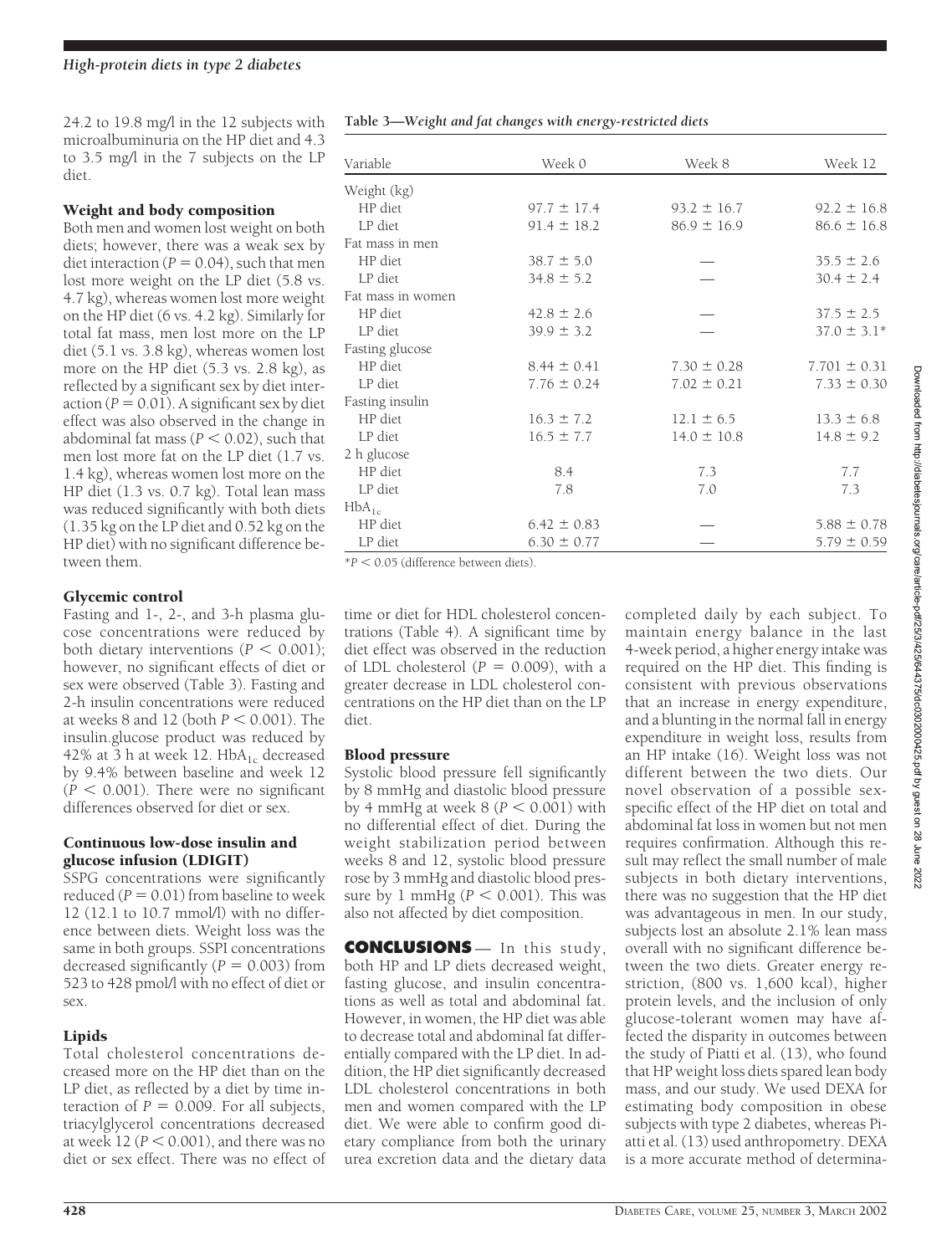24.2 to 19.8 mg/l in the 12 subjects with microalbuminuria on the HP diet and 4.3 to 3.5 mg/l in the 7 subjects on the LP diet.

### Weight and body composition

Both men and women lost weight on both diets; however, there was a weak sex by diet interaction ($P = 0.04$), such that men lost more weight on the LP diet (5.8 vs. 4.7 kg), whereas women lost more weight on the HP diet (6 vs. 4.2 kg). Similarly for total fat mass, men lost more on the LP diet (5.1 vs. 3.8 kg), whereas women lost more on the HP diet (5.3 vs. 2.8 kg), as reflected by a significant sex by diet interaction ($P = 0.01$). A significant sex by diet effect was also observed in the change in abdominal fat mass ($P < 0.02$), such that men lost more fat on the LP diet (1.7 vs. 1.4 kg), whereas women lost more on the HP diet (1.3 vs. 0.7 kg). Total lean mass was reduced significantly with both diets (1.35 kg on the LP diet and 0.52 kg on the HP diet) with no significant difference between them.

### Glycemic control

Fasting and 1-, 2-, and 3-h plasma glucose concentrations were reduced by both dietary interventions ($P < 0.001$); however, no significant effects of diet or sex were observed (Table 3). Fasting and 2-h insulin concentrations were reduced at weeks 8 and 12 (both $P < 0.001$). The insulin.glucose product was reduced by 42% at 3 h at week 12. $HbA_{1c}$ decreased by 9.4% between baseline and week 12 ($P < 0.001$). There were no significant differences observed for diet or sex.

### Continuous low-dose insulin and glucose infusion (LDIGIT)

SSPG concentrations were significantly reduced ($P = 0.01$) from baseline to week 12 (12.1 to 10.7 mmol/l) with no difference between diets. Weight loss was the same in both groups. SSPI concentrations decreased significantly ($P = 0.003$) from 523 to 428 pmol/l with no effect of diet or sex.

### Lipids

Total cholesterol concentrations decreased more on the HP diet than on the LP diet, as reflected by a diet by time interaction of $P = 0.009$. For all subjects, triacylglycerol concentrations decreased at week 12 ($P < 0.001$), and there was no diet or sex effect. There was no effect of time or diet for HDL cholesterol concentrations (Table 4). A significant time by diet effect was observed in the reduction of LDL cholesterol ($P = 0.009$), with a greater decrease in LDL cholesterol concentrations on the HP diet than on the LP diet.

### Blood pressure

Systolic blood pressure fell significantly by 8 mmHg and diastolic blood pressure by 4 mmHg at week 8 ($P < 0.001$) with no differential effect of diet. During the weight stabilization period between weeks 8 and 12, systolic blood pressure rose by 3 mmHg and diastolic blood pressure by 1 mmHg ($P < 0.001$). This was also not affected by diet composition.

**Table 3—*Weight and fat changes with energy-restricted diets***

| Variable | Week 0 | Week 8 | Week 12 |
|---|---|---|---|
| Weight (kg) | | | |
| HP diet | 97.7 ± 17.4 | 93.2 ± 16.7 | 92.2 ± 16.8 |
| LP diet | 91.4 ± 18.2 | 86.9 ± 16.9 | 86.6 ± 16.8 |
| Fat mass in men | | | |
| HP diet | 38.7 ± 5.0 | — | 35.5 ± 2.6 |
| LP diet | 34.8 ± 5.2 | — | 30.4 ± 2.4 |
| Fat mass in women | | | |
| HP diet | 42.8 ± 2.6 | — | 37.5 ± 2.5 |
| LP diet | 39.9 ± 3.2 | — | 37.0 ± 3.1* |
| Fasting glucose | | | |
| HP diet | 8.44 ± 0.41 | 7.30 ± 0.28 | 7.701 ± 0.31 |
| LP diet | 7.76 ± 0.24 | 7.02 ± 0.21 | 7.33 ± 0.30 |
| Fasting insulin | | | |
| HP diet | 16.3 ± 7.2 | 12.1 ± 6.5 | 13.3 ± 6.8 |
| LP diet | 16.5 ± 7.7 | 14.0 ± 10.8 | 14.8 ± 9.2 |
| 2 h glucose | | | |
| HP diet | 8.4 | 7.3 | 7.7 |
| LP diet | 7.8 | 7.0 | 7.3 |
| $HbA_{1c}$ | | | |
| HP diet | 6.42 ± 0.83 | — | 5.88 ± 0.78 |
| LP diet | 6.30 ± 0.77 | — | 5.79 ± 0.59 |

*$P < 0.05$ (difference between diets).

## CONCLUSIONS

In this study, both HP and LP diets decreased weight, fasting glucose, and insulin concentrations as well as total and abdominal fat. However, in women, the HP diet was able to decrease total and abdominal fat differentially compared with the LP diet. In addition, the HP diet significantly decreased LDL cholesterol concentrations in both men and women compared with the LP diet. We were able to confirm good dietary compliance from both the urinary urea excretion data and the dietary data completed daily by each subject. To maintain energy balance in the last 4-week period, a higher energy intake was required on the HP diet. This finding is consistent with previous observations that an increase in energy expenditure, and a blunting in the normal fall in energy expenditure in weight loss, results from an HP intake (16). Weight loss was not different between the two diets. Our novel observation of a possible sex-specific effect of the HP diet on total and abdominal fat loss in women but not men requires confirmation. Although this result may reflect the small number of male subjects in both dietary interventions, there was no suggestion that the HP diet was advantageous in men. In our study, subjects lost an absolute 2.1% lean mass overall with no significant difference between the two diets. Greater energy restriction, (800 vs. 1,600 kcal), higher protein levels, and the inclusion of only glucose-tolerant women may have affected the disparity in outcomes between the study of Piatti et al. (13), who found that HP weight loss diets spared lean body mass, and our study. We used DEXA for estimating body composition in obese subjects with type 2 diabetes, whereas Piatti et al. (13) used anthropometry. DEXA is a more accurate method of determina-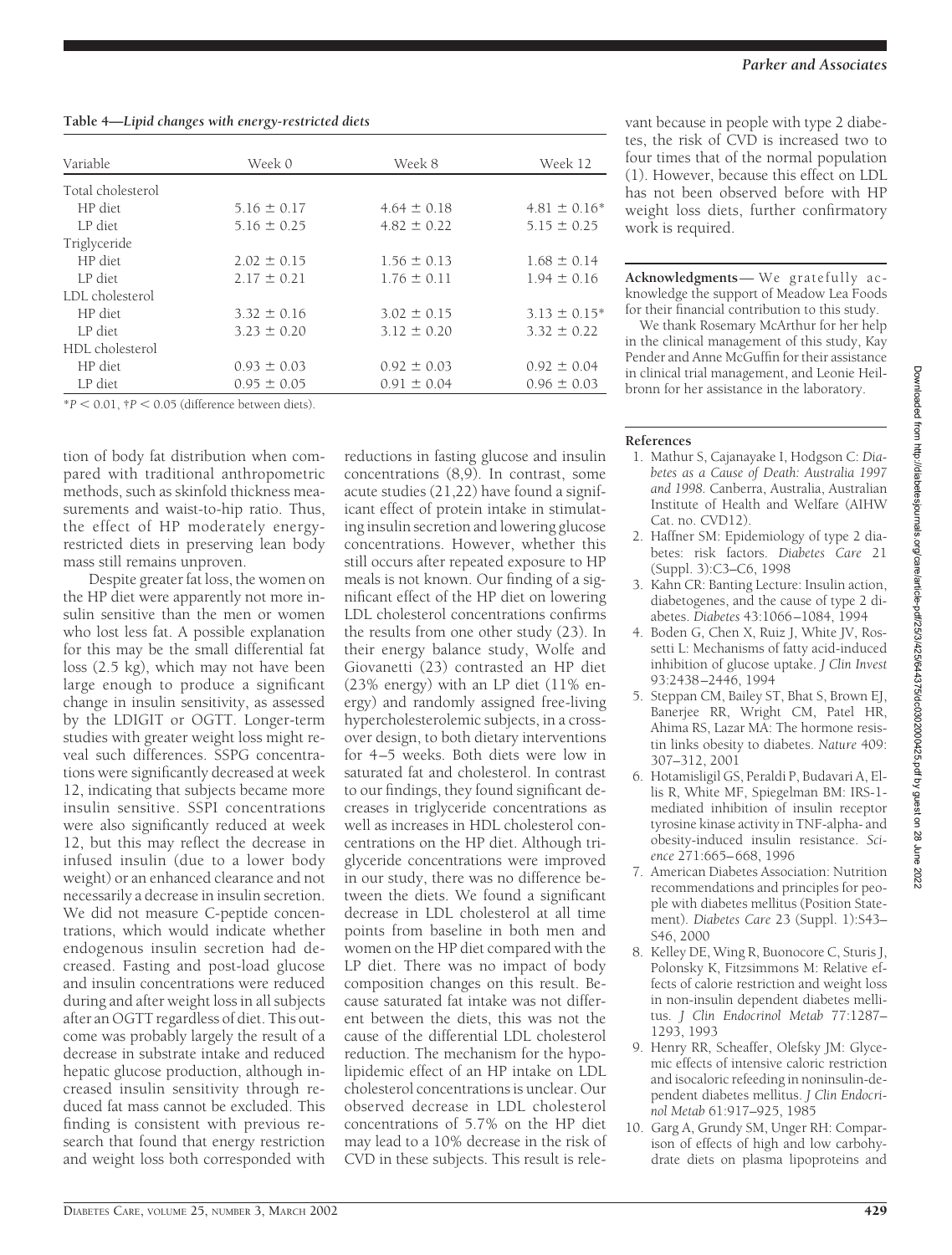**Table 4—Lipid changes with energy-restricted diets**

| Variable | Week 0 | Week 8 | Week 12 |
|---|---|---|---|
| Total cholesterol | | | |
| HP diet | 5.16 ± 0.17 | 4.64 ± 0.18 | 4.81 ± 0.16* |
| LP diet | 5.16 ± 0.25 | 4.82 ± 0.22 | 5.15 ± 0.25 |
| Triglyceride | | | |
| HP diet | 2.02 ± 0.15 | 1.56 ± 0.13 | 1.68 ± 0.14 |
| LP diet | 2.17 ± 0.21 | 1.76 ± 0.11 | 1.94 ± 0.16 |
| LDL cholesterol | | | |
| HP diet | 3.32 ± 0.16 | 3.02 ± 0.15 | 3.13 ± 0.15* |
| LP diet | 3.23 ± 0.20 | 3.12 ± 0.20 | 3.32 ± 0.22 |
| HDL cholesterol | | | |
| HP diet | 0.93 ± 0.03 | 0.92 ± 0.03 | 0.92 ± 0.04 |
| LP diet | 0.95 ± 0.05 | 0.91 ± 0.04 | 0.96 ± 0.03 |

*$P < 0.01$, †$P < 0.05$ (difference between diets).

tion of body fat distribution when compared with traditional anthropometric methods, such as skinfold thickness measurements and waist-to-hip ratio. Thus, the effect of HP moderately energy-restricted diets in preserving lean body mass still remains unproven.

Despite greater fat loss, the women on the HP diet were apparently not more insulin sensitive than the men or women who lost less fat. A possible explanation for this may be the small differential fat loss (2.5 kg), which may not have been large enough to produce a significant change in insulin sensitivity, as assessed by the LDIGIT or OGTT. Longer-term studies with greater weight loss might reveal such differences. SSPG concentrations were significantly decreased at week 12, indicating that subjects became more insulin sensitive. SSPI concentrations were also significantly reduced at week 12, but this may reflect the decrease in infused insulin (due to a lower body weight) or an enhanced clearance and not necessarily a decrease in insulin secretion. We did not measure C-peptide concentrations, which would indicate whether endogenous insulin secretion had decreased. Fasting and post-load glucose and insulin concentrations were reduced during and after weight loss in all subjects after an OGTT regardless of diet. This outcome was probably largely the result of a decrease in substrate intake and reduced hepatic glucose production, although increased insulin sensitivity through reduced fat mass cannot be excluded. This finding is consistent with previous research that found that energy restriction and weight loss both corresponded with reductions in fasting glucose and insulin concentrations (8,9). In contrast, some acute studies (21,22) have found a significant effect of protein intake in stimulating insulin secretion and lowering glucose concentrations. However, whether this still occurs after repeated exposure to HP meals is not known. Our finding of a significant effect of the HP diet on lowering LDL cholesterol concentrations confirms the results from one other study (23). In their energy balance study, Wolfe and Giovanetti (23) contrasted an HP diet (23% energy) with an LP diet (11% energy) and randomly assigned free-living hypercholesterolemic subjects, in a crossover design, to both dietary interventions for 4–5 weeks. Both diets were low in saturated fat and cholesterol. In contrast to our findings, they found significant decreases in triglyceride concentrations as well as increases in HDL cholesterol concentrations on the HP diet. Although triglyceride concentrations were improved in our study, there was no difference between the diets. We found a significant decrease in LDL cholesterol at all time points from baseline in both men and women on the HP diet compared with the LP diet. There was no impact of body composition changes on this result. Because saturated fat intake was not different between the diets, this was not the cause of the differential LDL cholesterol reduction. The mechanism for the hypolipidemic effect of an HP intake on LDL cholesterol concentrations is unclear. Our observed decrease in LDL cholesterol concentrations of 5.7% on the HP diet may lead to a 10% decrease in the risk of CVD in these subjects. This result is relevant because in people with type 2 diabetes, the risk of CVD is increased two to four times that of the normal population (1). However, because this effect on LDL has not been observed before with HP weight loss diets, further confirmatory work is required.

**Acknowledgments**— We gratefully acknowledge the support of Meadow Lea Foods for their financial contribution to this study.

We thank Rosemary McArthur for her help in the clinical management of this study, Kay Pender and Anne McGuffin for their assistance in clinical trial management, and Leonie Heilbronn for her assistance in the laboratory.

## References

1. Mathur S, Cajanayake I, Hodgson C: *Diabetes as a Cause of Death: Australia 1997 and 1998*. Canberra, Australia, Australian Institute of Health and Welfare (AIHW Cat. no. CVD12).
2. Haffner SM: Epidemiology of type 2 diabetes: risk factors. *Diabetes Care* 21 (Suppl. 3):C3–C6, 1998
3. Kahn CR: Banting Lecture: Insulin action, diabetogenes, and the cause of type 2 diabetes. *Diabetes* 43:1066–1084, 1994
4. Boden G, Chen X, Ruiz J, White JV, Rossetti L: Mechanisms of fatty acid-induced inhibition of glucose uptake. *J Clin Invest* 93:2438–2446, 1994
5. Steppan CM, Bailey ST, Bhat S, Brown EJ, Banerjee RR, Wright CM, Patel HR, Ahima RS, Lazar MA: The hormone resistin links obesity to diabetes. *Nature* 409: 307–312, 2001
6. Hotamisligil GS, Peraldi P, Budavari A, Ellis R, White MF, Spiegelman BM: IRS-1-mediated inhibition of insulin receptor tyrosine kinase activity in TNF-alpha- and obesity-induced insulin resistance. *Science* 271:665–668, 1996
7. American Diabetes Association: Nutrition recommendations and principles for people with diabetes mellitus (Position Statement). *Diabetes Care* 23 (Suppl. 1):S43–S46, 2000
8. Kelley DE, Wing R, Buonocore C, Sturis J, Polonsky K, Fitzsimmons M: Relative effects of calorie restriction and weight loss in non-insulin dependent diabetes mellitus. *J Clin Endocrinol Metab* 77:1287–1293, 1993
9. Henry RR, Scheaffer, Olefsky JM: Glycemic effects of intensive caloric restriction and isocaloric refeeding in noninsulin-dependent diabetes mellitus. *J Clin Endocrinol Metab* 61:917–925, 1985
10. Garg A, Grundy SM, Unger RH: Comparison of effects of high and low carbohydrate diets on plasma lipoproteins and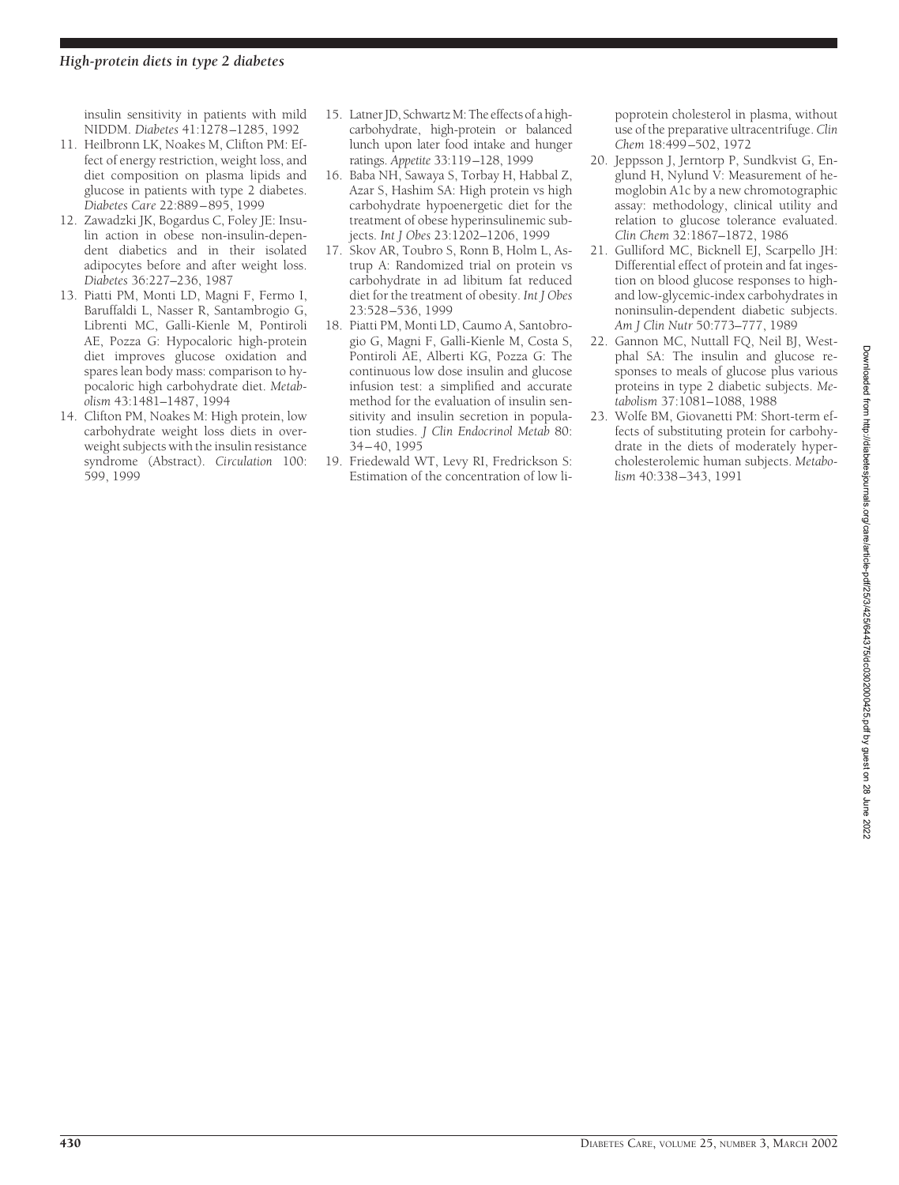insulin sensitivity in patients with mild NIDDM. *Diabetes* 41:1278–1285, 1992

11. Heilbronn LK, Noakes M, Clifton PM: Effect of energy restriction, weight loss, and diet composition on plasma lipids and glucose in patients with type 2 diabetes. *Diabetes Care* 22:889–895, 1999
12. Zawadzki JK, Bogardus C, Foley JE: Insulin action in obese non-insulin-dependent diabetics and in their isolated adipocytes before and after weight loss. *Diabetes* 36:227–236, 1987
13. Piatti PM, Monti LD, Magni F, Fermo I, Baruffaldi L, Nasser R, Santambrogio G, Librenti MC, Galli-Kienle M, Pontiroli AE, Pozza G: Hypocaloric high-protein diet improves glucose oxidation and spares lean body mass: comparison to hypocaloric high carbohydrate diet. *Metabolism* 43:1481–1487, 1994
14. Clifton PM, Noakes M: High protein, low carbohydrate weight loss diets in overweight subjects with the insulin resistance syndrome (Abstract). *Circulation* 100: 599, 1999
15. Latner JD, Schwartz M: The effects of a high-carbohydrate, high-protein or balanced lunch upon later food intake and hunger ratings. *Appetite* 33:119–128, 1999
16. Baba NH, Sawaya S, Torbay H, Habbal Z, Azar S, Hashim SA: High protein vs high carbohydrate hypoenergetic diet for the treatment of obese hyperinsulinemic subjects. *Int J Obes* 23:1202–1206, 1999
17. Skov AR, Toubro S, Ronn B, Holm L, Astrup A: Randomized trial on protein vs carbohydrate in ad libitum fat reduced diet for the treatment of obesity. *Int J Obes* 23:528–536, 1999
18. Piatti PM, Monti LD, Caumo A, Santobrogio G, Magni F, Galli-Kienle M, Costa S, Pontiroli AE, Alberti KG, Pozza G: The continuous low dose insulin and glucose infusion test: a simplified and accurate method for the evaluation of insulin sensitivity and insulin secretion in population studies. *J Clin Endocrinol Metab* 80: 34–40, 1995
19. Friedewald WT, Levy RI, Fredrickson S: Estimation of the concentration of low lipoprotein cholesterol in plasma, without use of the preparative ultracentrifuge. *Clin Chem* 18:499–502, 1972
20. Jeppsson J, Jerntorp P, Sundkvist G, Englund H, Nylund V: Measurement of hemoglobin A1c by a new chromotographic assay: methodology, clinical utility and relation to glucose tolerance evaluated. *Clin Chem* 32:1867–1872, 1986
21. Gulliford MC, Bicknell EJ, Scarpello JH: Differential effect of protein and fat ingestion on blood glucose responses to high- and low-glycemic-index carbohydrates in noninsulin-dependent diabetic subjects. *Am J Clin Nutr* 50:773–777, 1989
22. Gannon MC, Nuttall FQ, Neil BJ, Westphal SA: The insulin and glucose responses to meals of glucose plus various proteins in type 2 diabetic subjects. *Metabolism* 37:1081–1088, 1988
23. Wolfe BM, Giovanetti PM: Short-term effects of substituting protein for carbohydrate in the diets of moderately hypercholesterolemic human subjects. *Metabolism* 40:338–343, 1991